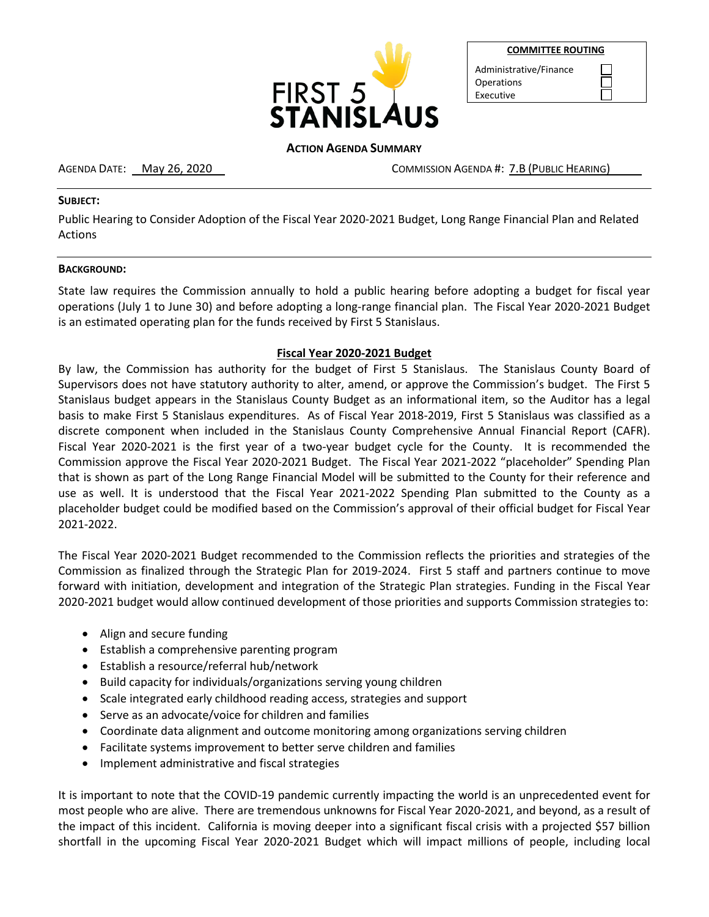FIRST 5 STANISLAUS

| COMMITTEE ROUTING | |
|---|---|
| Administrative/Finance | ☐ |
| Operations | ☐ |
| Executive | ☐ |

**ACTION AGENDA SUMMARY**

AGENDA DATE: May 26, 2020 COMMISSION AGENDA #: 7.B (PUBLIC HEARING)

**SUBJECT:**

Public Hearing to Consider Adoption of the Fiscal Year 2020-2021 Budget, Long Range Financial Plan and Related Actions

**BACKGROUND:**

State law requires the Commission annually to hold a public hearing before adopting a budget for fiscal year operations (July 1 to June 30) and before adopting a long-range financial plan. The Fiscal Year 2020-2021 Budget is an estimated operating plan for the funds received by First 5 Stanislaus.

**Fiscal Year 2020-2021 Budget**

By law, the Commission has authority for the budget of First 5 Stanislaus. The Stanislaus County Board of Supervisors does not have statutory authority to alter, amend, or approve the Commission's budget. The First 5 Stanislaus budget appears in the Stanislaus County Budget as an informational item, so the Auditor has a legal basis to make First 5 Stanislaus expenditures. As of Fiscal Year 2018-2019, First 5 Stanislaus was classified as a discrete component when included in the Stanislaus County Comprehensive Annual Financial Report (CAFR). Fiscal Year 2020-2021 is the first year of a two-year budget cycle for the County. It is recommended the Commission approve the Fiscal Year 2020-2021 Budget. The Fiscal Year 2021-2022 "placeholder" Spending Plan that is shown as part of the Long Range Financial Model will be submitted to the County for their reference and use as well. It is understood that the Fiscal Year 2021-2022 Spending Plan submitted to the County as a placeholder budget could be modified based on the Commission's approval of their official budget for Fiscal Year 2021-2022.

The Fiscal Year 2020-2021 Budget recommended to the Commission reflects the priorities and strategies of the Commission as finalized through the Strategic Plan for 2019-2024. First 5 staff and partners continue to move forward with initiation, development and integration of the Strategic Plan strategies. Funding in the Fiscal Year 2020-2021 budget would allow continued development of those priorities and supports Commission strategies to:

- Align and secure funding
- Establish a comprehensive parenting program
- Establish a resource/referral hub/network
- Build capacity for individuals/organizations serving young children
- Scale integrated early childhood reading access, strategies and support
- Serve as an advocate/voice for children and families
- Coordinate data alignment and outcome monitoring among organizations serving children
- Facilitate systems improvement to better serve children and families
- Implement administrative and fiscal strategies

It is important to note that the COVID-19 pandemic currently impacting the world is an unprecedented event for most people who are alive. There are tremendous unknowns for Fiscal Year 2020-2021, and beyond, as a result of the impact of this incident. California is moving deeper into a significant fiscal crisis with a projected $57 billion shortfall in the upcoming Fiscal Year 2020-2021 Budget which will impact millions of people, including local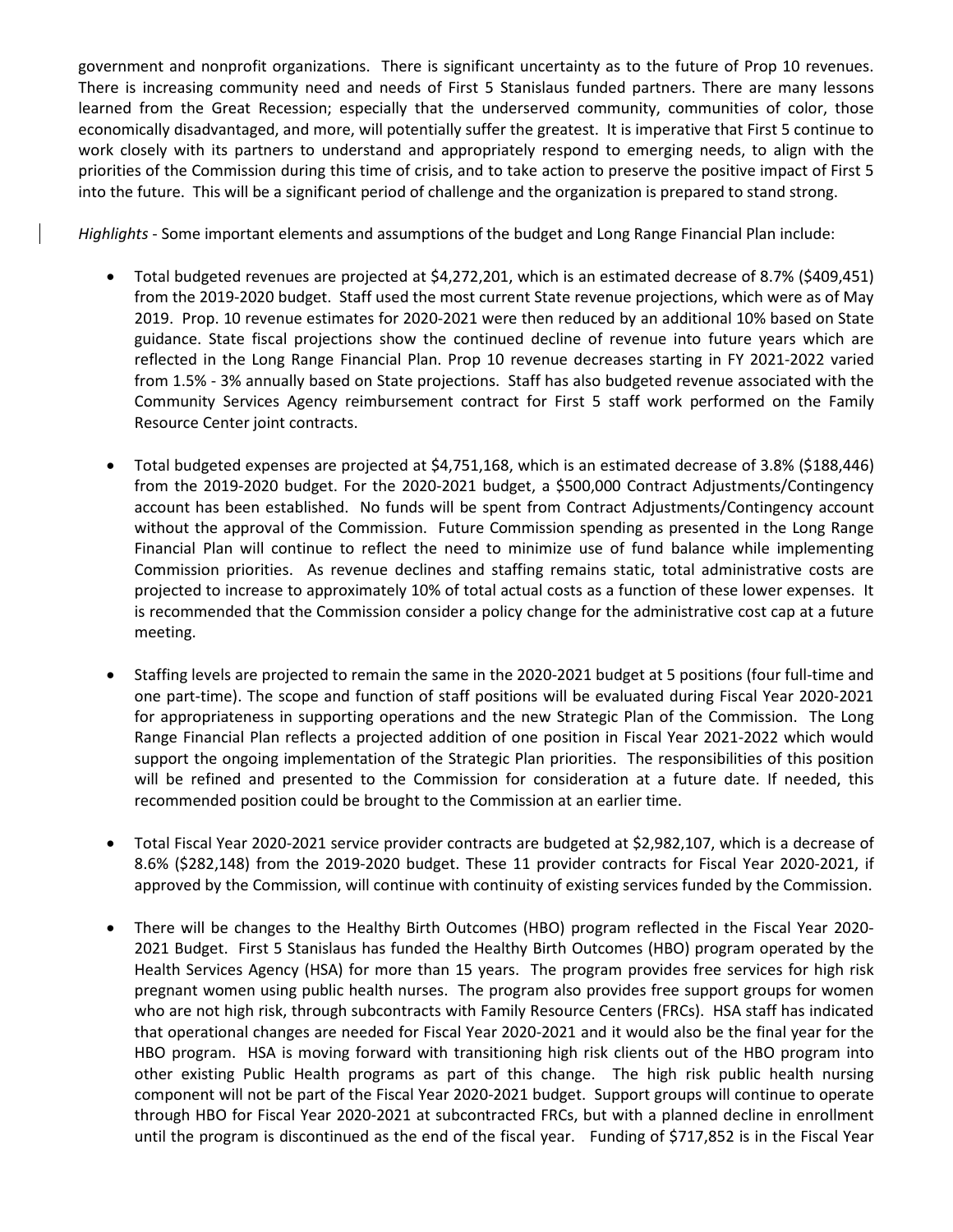government and nonprofit organizations. There is significant uncertainty as to the future of Prop 10 revenues. There is increasing community need and needs of First 5 Stanislaus funded partners. There are many lessons learned from the Great Recession; especially that the underserved community, communities of color, those economically disadvantaged, and more, will potentially suffer the greatest. It is imperative that First 5 continue to work closely with its partners to understand and appropriately respond to emerging needs, to align with the priorities of the Commission during this time of crisis, and to take action to preserve the positive impact of First 5 into the future. This will be a significant period of challenge and the organization is prepared to stand strong.

*Highlights* - Some important elements and assumptions of the budget and Long Range Financial Plan include:

- Total budgeted revenues are projected at $4,272,201, which is an estimated decrease of 8.7% ($409,451) from the 2019-2020 budget. Staff used the most current State revenue projections, which were as of May 2019. Prop. 10 revenue estimates for 2020-2021 were then reduced by an additional 10% based on State guidance. State fiscal projections show the continued decline of revenue into future years which are reflected in the Long Range Financial Plan. Prop 10 revenue decreases starting in FY 2021-2022 varied from 1.5% - 3% annually based on State projections. Staff has also budgeted revenue associated with the Community Services Agency reimbursement contract for First 5 staff work performed on the Family Resource Center joint contracts.

- Total budgeted expenses are projected at $4,751,168, which is an estimated decrease of 3.8% ($188,446) from the 2019-2020 budget. For the 2020-2021 budget, a $500,000 Contract Adjustments/Contingency account has been established. No funds will be spent from Contract Adjustments/Contingency account without the approval of the Commission. Future Commission spending as presented in the Long Range Financial Plan will continue to reflect the need to minimize use of fund balance while implementing Commission priorities. As revenue declines and staffing remains static, total administrative costs are projected to increase to approximately 10% of total actual costs as a function of these lower expenses. It is recommended that the Commission consider a policy change for the administrative cost cap at a future meeting.

- Staffing levels are projected to remain the same in the 2020-2021 budget at 5 positions (four full-time and one part-time). The scope and function of staff positions will be evaluated during Fiscal Year 2020-2021 for appropriateness in supporting operations and the new Strategic Plan of the Commission. The Long Range Financial Plan reflects a projected addition of one position in Fiscal Year 2021-2022 which would support the ongoing implementation of the Strategic Plan priorities. The responsibilities of this position will be refined and presented to the Commission for consideration at a future date. If needed, this recommended position could be brought to the Commission at an earlier time.

- Total Fiscal Year 2020-2021 service provider contracts are budgeted at $2,982,107, which is a decrease of 8.6% ($282,148) from the 2019-2020 budget. These 11 provider contracts for Fiscal Year 2020-2021, if approved by the Commission, will continue with continuity of existing services funded by the Commission.

- There will be changes to the Healthy Birth Outcomes (HBO) program reflected in the Fiscal Year 2020-2021 Budget. First 5 Stanislaus has funded the Healthy Birth Outcomes (HBO) program operated by the Health Services Agency (HSA) for more than 15 years. The program provides free services for high risk pregnant women using public health nurses. The program also provides free support groups for women who are not high risk, through subcontracts with Family Resource Centers (FRCs). HSA staff has indicated that operational changes are needed for Fiscal Year 2020-2021 and it would also be the final year for the HBO program. HSA is moving forward with transitioning high risk clients out of the HBO program into other existing Public Health programs as part of this change. The high risk public health nursing component will not be part of the Fiscal Year 2020-2021 budget. Support groups will continue to operate through HBO for Fiscal Year 2020-2021 at subcontracted FRCs, but with a planned decline in enrollment until the program is discontinued as the end of the fiscal year. Funding of $717,852 is in the Fiscal Year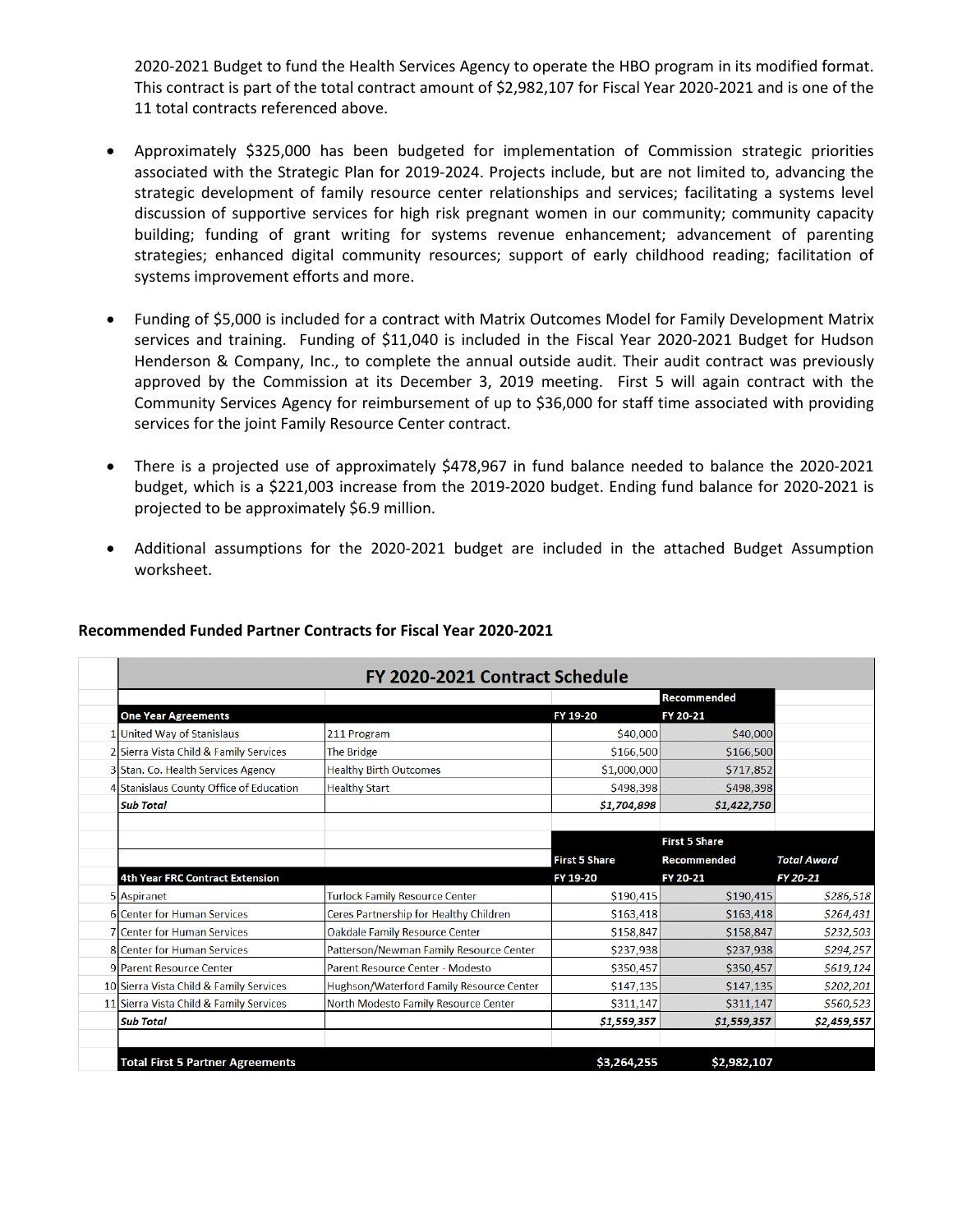2020-2021 Budget to fund the Health Services Agency to operate the HBO program in its modified format. This contract is part of the total contract amount of $2,982,107 for Fiscal Year 2020-2021 and is one of the 11 total contracts referenced above.

- Approximately $325,000 has been budgeted for implementation of Commission strategic priorities associated with the Strategic Plan for 2019-2024. Projects include, but are not limited to, advancing the strategic development of family resource center relationships and services; facilitating a systems level discussion of supportive services for high risk pregnant women in our community; community capacity building; funding of grant writing for systems revenue enhancement; advancement of parenting strategies; enhanced digital community resources; support of early childhood reading; facilitation of systems improvement efforts and more.

- Funding of $5,000 is included for a contract with Matrix Outcomes Model for Family Development Matrix services and training. Funding of $11,040 is included in the Fiscal Year 2020-2021 Budget for Hudson Henderson & Company, Inc., to complete the annual outside audit. Their audit contract was previously approved by the Commission at its December 3, 2019 meeting. First 5 will again contract with the Community Services Agency for reimbursement of up to $36,000 for staff time associated with providing services for the joint Family Resource Center contract.

- There is a projected use of approximately $478,967 in fund balance needed to balance the 2020-2021 budget, which is a $221,003 increase from the 2019-2020 budget. Ending fund balance for 2020-2021 is projected to be approximately $6.9 million.

- Additional assumptions for the 2020-2021 budget are included in the attached Budget Assumption worksheet.

**Recommended Funded Partner Contracts for Fiscal Year 2020-2021**

**FY 2020-2021 Contract Schedule**

| | One Year Agreements | | FY 19-20 | Recommended FY 20-21 | |
|---|---|---|---|---|---|
| 1 | United Way of Stanislaus | 211 Program | $40,000 | $40,000 | |
| 2 | Sierra Vista Child & Family Services | The Bridge | $166,500 | $166,500 | |
| 3 | Stan. Co. Health Services Agency | Healthy Birth Outcomes | $1,000,000 | $717,852 | |
| 4 | Stanislaus County Office of Education | Healthy Start | $498,398 | $498,398 | |
| | ***Sub Total*** | | ***$1,704,898*** | ***$1,422,750*** | |
| | | | | | |
| | **4th Year FRC Contract Extension** | | **First 5 Share FY 19-20** | **First 5 Share Recommended FY 20-21** | ***Total Award FY 20-21*** |
| 5 | Aspiranet | Turlock Family Resource Center | $190,415 | $190,415 | *$286,518* |
| 6 | Center for Human Services | Ceres Partnership for Healthy Children | $163,418 | $163,418 | *$264,431* |
| 7 | Center for Human Services | Oakdale Family Resource Center | $158,847 | $158,847 | *$232,503* |
| 8 | Center for Human Services | Patterson/Newman Family Resource Center | $237,938 | $237,938 | *$294,257* |
| 9 | Parent Resource Center | Parent Resource Center - Modesto | $350,457 | $350,457 | *$619,124* |
| 10 | Sierra Vista Child & Family Services | Hughson/Waterford Family Resource Center | $147,135 | $147,135 | *$202,201* |
| 11 | Sierra Vista Child & Family Services | North Modesto Family Resource Center | $311,147 | $311,147 | *$560,523* |
| | ***Sub Total*** | | ***$1,559,357*** | ***$1,559,357*** | ***$2,459,557*** |
| | | | | | |
| | **Total First 5 Partner Agreements** | | **$3,264,255** | **$2,982,107** | |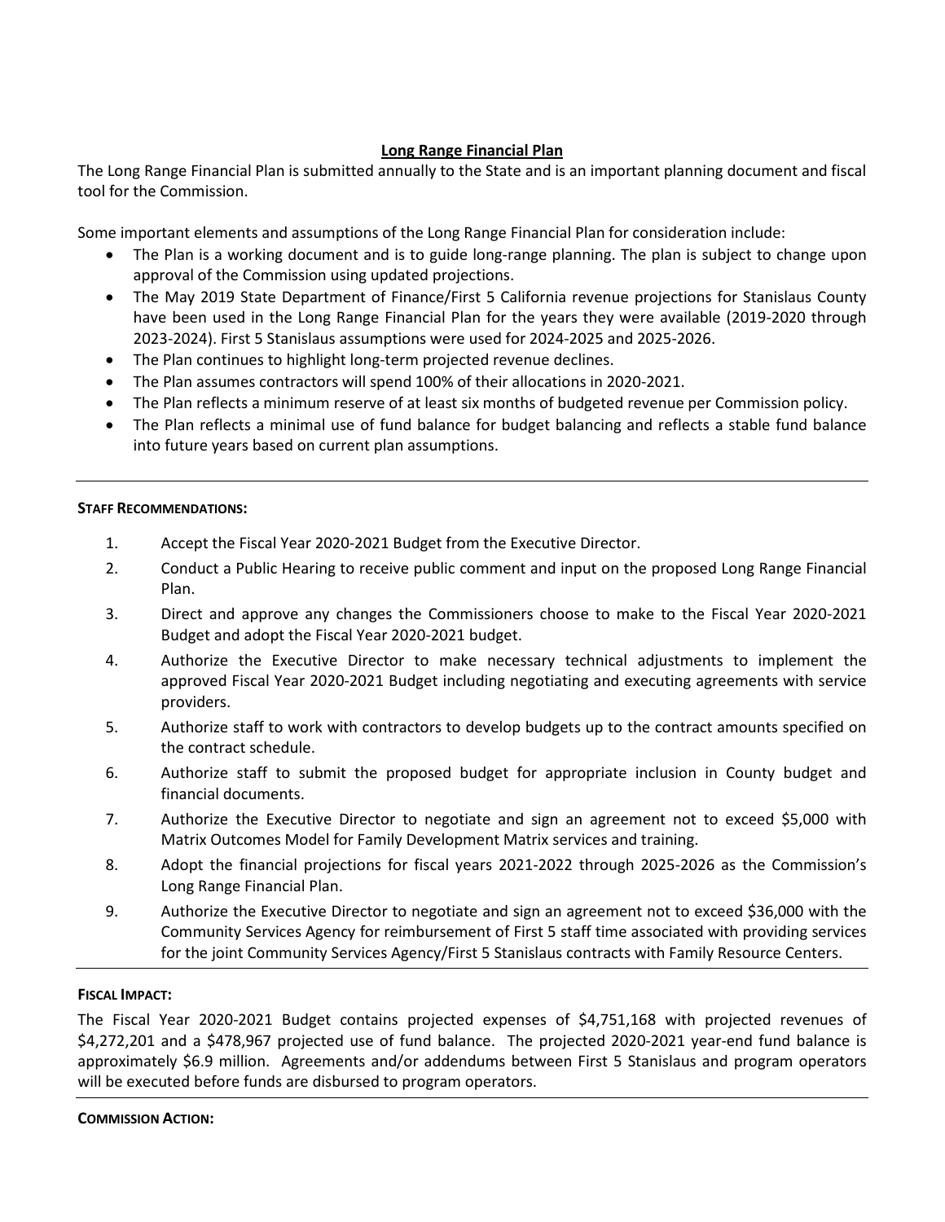## Long Range Financial Plan

The Long Range Financial Plan is submitted annually to the State and is an important planning document and fiscal tool for the Commission.

Some important elements and assumptions of the Long Range Financial Plan for consideration include:

- The Plan is a working document and is to guide long-range planning. The plan is subject to change upon approval of the Commission using updated projections.
- The May 2019 State Department of Finance/First 5 California revenue projections for Stanislaus County have been used in the Long Range Financial Plan for the years they were available (2019-2020 through 2023-2024). First 5 Stanislaus assumptions were used for 2024-2025 and 2025-2026.
- The Plan continues to highlight long-term projected revenue declines.
- The Plan assumes contractors will spend 100% of their allocations in 2020-2021.
- The Plan reflects a minimum reserve of at least six months of budgeted revenue per Commission policy.
- The Plan reflects a minimal use of fund balance for budget balancing and reflects a stable fund balance into future years based on current plan assumptions.

---

**STAFF RECOMMENDATIONS:**

1. Accept the Fiscal Year 2020-2021 Budget from the Executive Director.
2. Conduct a Public Hearing to receive public comment and input on the proposed Long Range Financial Plan.
3. Direct and approve any changes the Commissioners choose to make to the Fiscal Year 2020-2021 Budget and adopt the Fiscal Year 2020-2021 budget.
4. Authorize the Executive Director to make necessary technical adjustments to implement the approved Fiscal Year 2020-2021 Budget including negotiating and executing agreements with service providers.
5. Authorize staff to work with contractors to develop budgets up to the contract amounts specified on the contract schedule.
6. Authorize staff to submit the proposed budget for appropriate inclusion in County budget and financial documents.
7. Authorize the Executive Director to negotiate and sign an agreement not to exceed $5,000 with Matrix Outcomes Model for Family Development Matrix services and training.
8. Adopt the financial projections for fiscal years 2021-2022 through 2025-2026 as the Commission's Long Range Financial Plan.
9. Authorize the Executive Director to negotiate and sign an agreement not to exceed $36,000 with the Community Services Agency for reimbursement of First 5 staff time associated with providing services for the joint Community Services Agency/First 5 Stanislaus contracts with Family Resource Centers.

---

**FISCAL IMPACT:**

The Fiscal Year 2020-2021 Budget contains projected expenses of $4,751,168 with projected revenues of $4,272,201 and a $478,967 projected use of fund balance. The projected 2020-2021 year-end fund balance is approximately $6.9 million. Agreements and/or addendums between First 5 Stanislaus and program operators will be executed before funds are disbursed to program operators.

---

**COMMISSION ACTION:**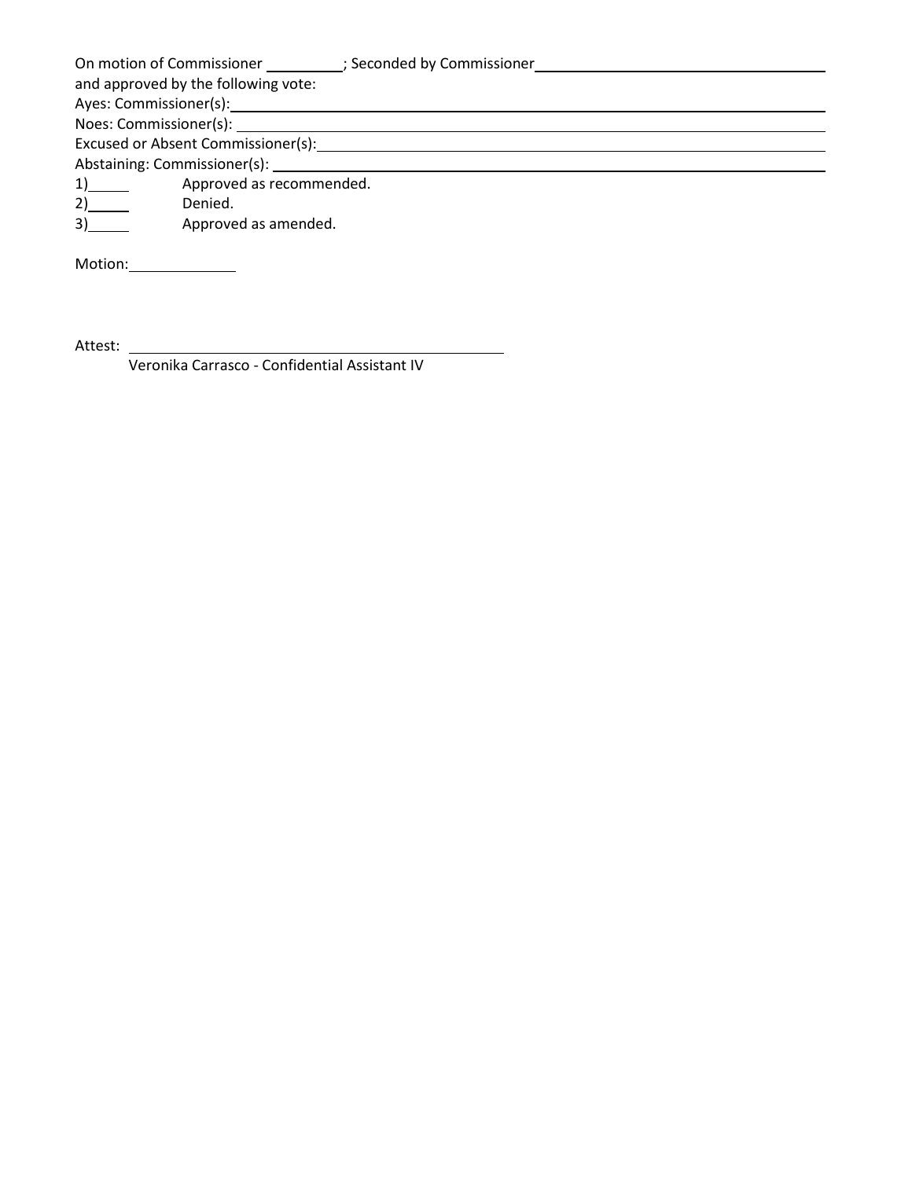On motion of Commissioner __________; Seconded by Commissioner ________________________________________

and approved by the following vote:

Ayes: Commissioner(s): ________________________________________________________________

Noes: Commissioner(s): ________________________________________________________________

Excused or Absent Commissioner(s): ______________________________________________________

Abstaining: Commissioner(s): ___________________________________________________________

1)_____ Approved as recommended.

2)_____ Denied.

3)_____ Approved as amended.

Motion:______________

Attest: ________________________________________________

Veronika Carrasco - Confidential Assistant IV